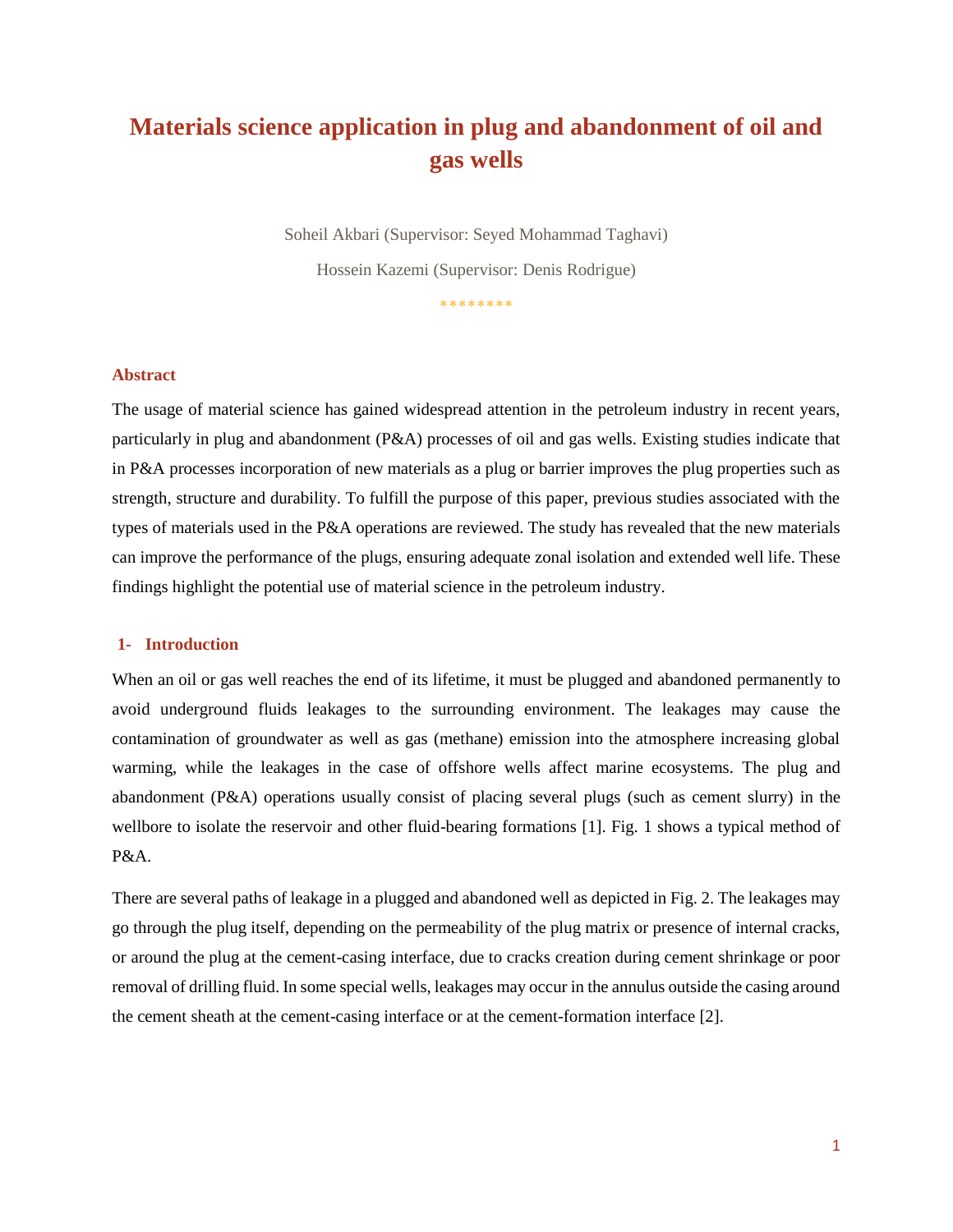# Materials science application in plug and abandonment of oil and gas wells

Soheil Akbari (Supervisor: Seyed Mohammad Taghavi)

Hossein Kazemi (Supervisor: Denis Rodrigue)

********

## Abstract

The usage of material science has gained widespread attention in the petroleum industry in recent years, particularly in plug and abandonment (P&A) processes of oil and gas wells. Existing studies indicate that in P&A processes incorporation of new materials as a plug or barrier improves the plug properties such as strength, structure and durability. To fulfill the purpose of this paper, previous studies associated with the types of materials used in the P&A operations are reviewed. The study has revealed that the new materials can improve the performance of the plugs, ensuring adequate zonal isolation and extended well life. These findings highlight the potential use of material science in the petroleum industry.

## 1- Introduction

When an oil or gas well reaches the end of its lifetime, it must be plugged and abandoned permanently to avoid underground fluids leakages to the surrounding environment. The leakages may cause the contamination of groundwater as well as gas (methane) emission into the atmosphere increasing global warming, while the leakages in the case of offshore wells affect marine ecosystems. The plug and abandonment (P&A) operations usually consist of placing several plugs (such as cement slurry) in the wellbore to isolate the reservoir and other fluid-bearing formations [1]. Fig. 1 shows a typical method of P&A.

There are several paths of leakage in a plugged and abandoned well as depicted in Fig. 2. The leakages may go through the plug itself, depending on the permeability of the plug matrix or presence of internal cracks, or around the plug at the cement-casing interface, due to cracks creation during cement shrinkage or poor removal of drilling fluid. In some special wells, leakages may occur in the annulus outside the casing around the cement sheath at the cement-casing interface or at the cement-formation interface [2].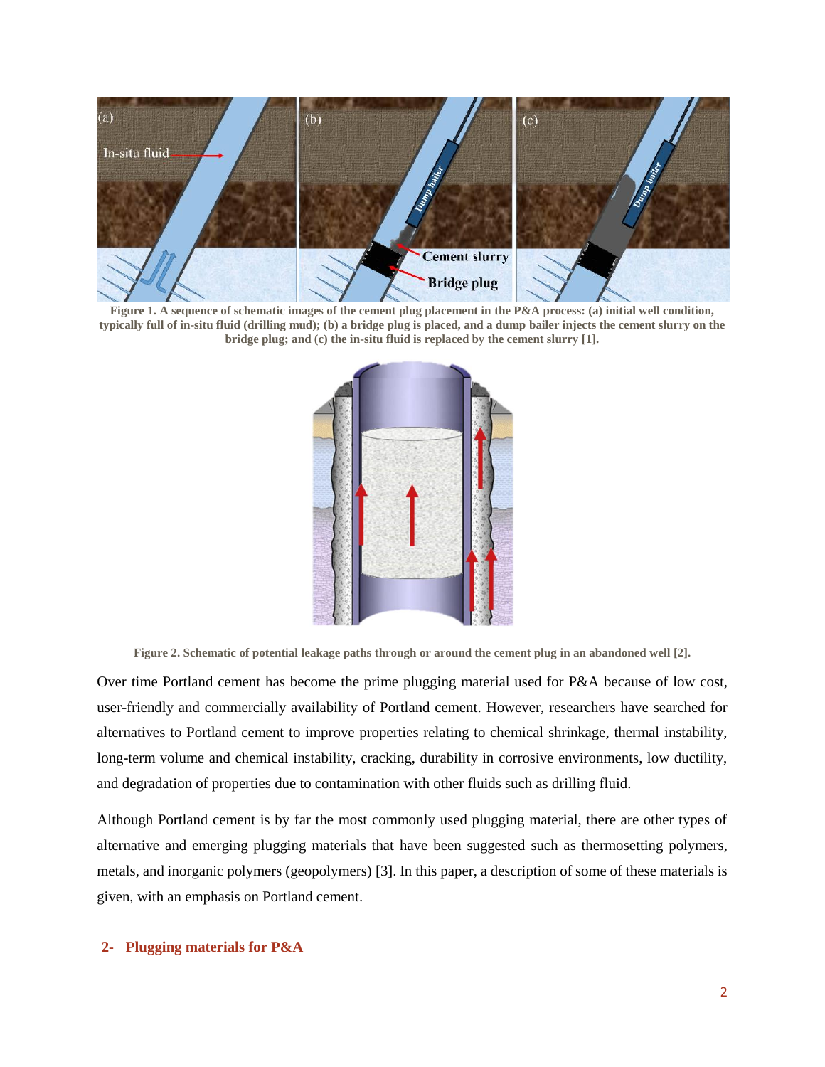Figure 1. A sequence of schematic images of the cement plug placement in the P&A process: (a) initial well condition, typically full of in-situ fluid (drilling mud); (b) a bridge plug is placed, and a dump bailer injects the cement slurry on the bridge plug; and (c) the in-situ fluid is replaced by the cement slurry [1].

Figure 2. Schematic of potential leakage paths through or around the cement plug in an abandoned well [2].

Over time Portland cement has become the prime plugging material used for P&A because of low cost, user-friendly and commercially availability of Portland cement. However, researchers have searched for alternatives to Portland cement to improve properties relating to chemical shrinkage, thermal instability, long-term volume and chemical instability, cracking, durability in corrosive environments, low ductility, and degradation of properties due to contamination with other fluids such as drilling fluid.

Although Portland cement is by far the most commonly used plugging material, there are other types of alternative and emerging plugging materials that have been suggested such as thermosetting polymers, metals, and inorganic polymers (geopolymers) [3]. In this paper, a description of some of these materials is given, with an emphasis on Portland cement.

## 2- Plugging materials for P&A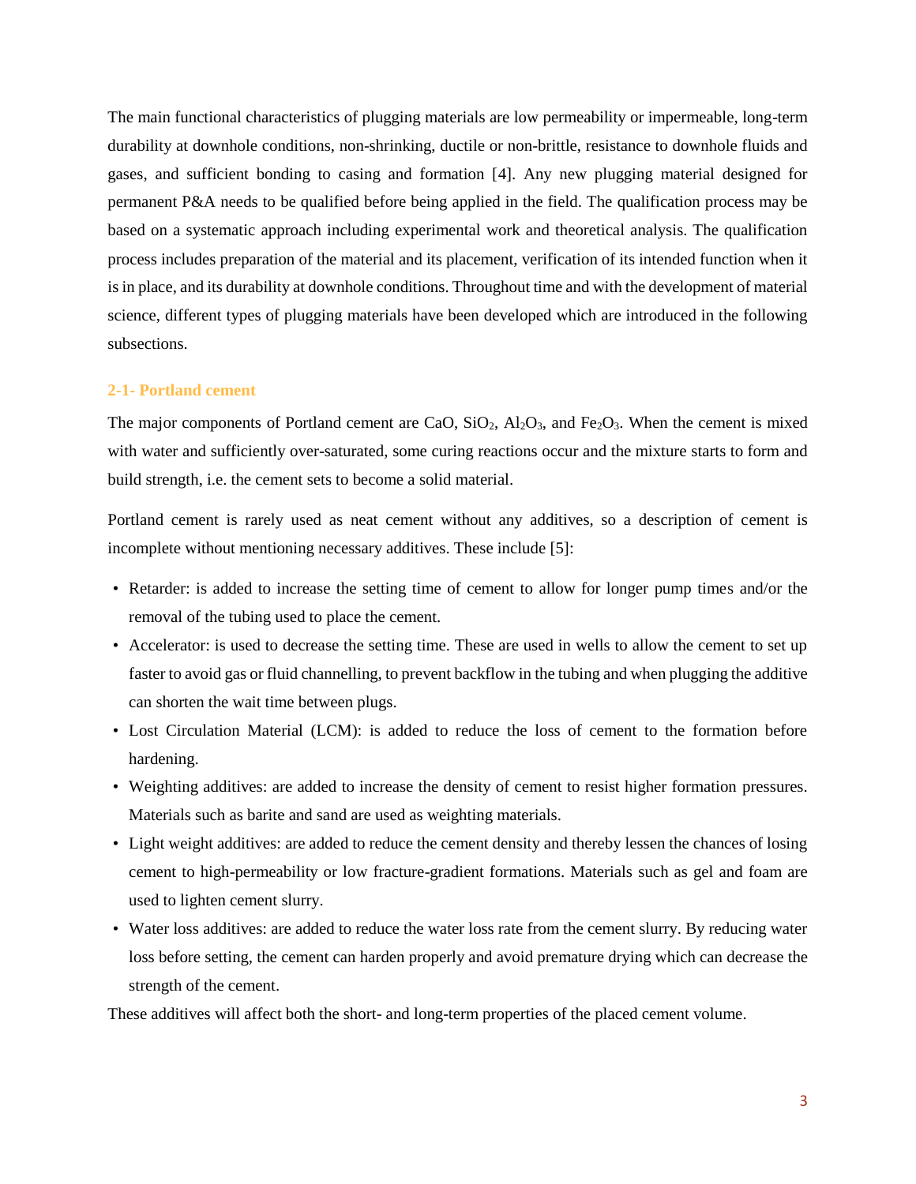The main functional characteristics of plugging materials are low permeability or impermeable, long-term durability at downhole conditions, non-shrinking, ductile or non-brittle, resistance to downhole fluids and gases, and sufficient bonding to casing and formation [4]. Any new plugging material designed for permanent P&A needs to be qualified before being applied in the field. The qualification process may be based on a systematic approach including experimental work and theoretical analysis. The qualification process includes preparation of the material and its placement, verification of its intended function when it is in place, and its durability at downhole conditions. Throughout time and with the development of material science, different types of plugging materials have been developed which are introduced in the following subsections.

### 2-1- Portland cement

The major components of Portland cement are $CaO$, $SiO_2$, $Al_2O_3$, and $Fe_2O_3$. When the cement is mixed with water and sufficiently over-saturated, some curing reactions occur and the mixture starts to form and build strength, i.e. the cement sets to become a solid material.

Portland cement is rarely used as neat cement without any additives, so a description of cement is incomplete without mentioning necessary additives. These include [5]:

- Retarder: is added to increase the setting time of cement to allow for longer pump times and/or the removal of the tubing used to place the cement.
- Accelerator: is used to decrease the setting time. These are used in wells to allow the cement to set up faster to avoid gas or fluid channelling, to prevent backflow in the tubing and when plugging the additive can shorten the wait time between plugs.
- Lost Circulation Material (LCM): is added to reduce the loss of cement to the formation before hardening.
- Weighting additives: are added to increase the density of cement to resist higher formation pressures. Materials such as barite and sand are used as weighting materials.
- Light weight additives: are added to reduce the cement density and thereby lessen the chances of losing cement to high-permeability or low fracture-gradient formations. Materials such as gel and foam are used to lighten cement slurry.
- Water loss additives: are added to reduce the water loss rate from the cement slurry. By reducing water loss before setting, the cement can harden properly and avoid premature drying which can decrease the strength of the cement.

These additives will affect both the short- and long-term properties of the placed cement volume.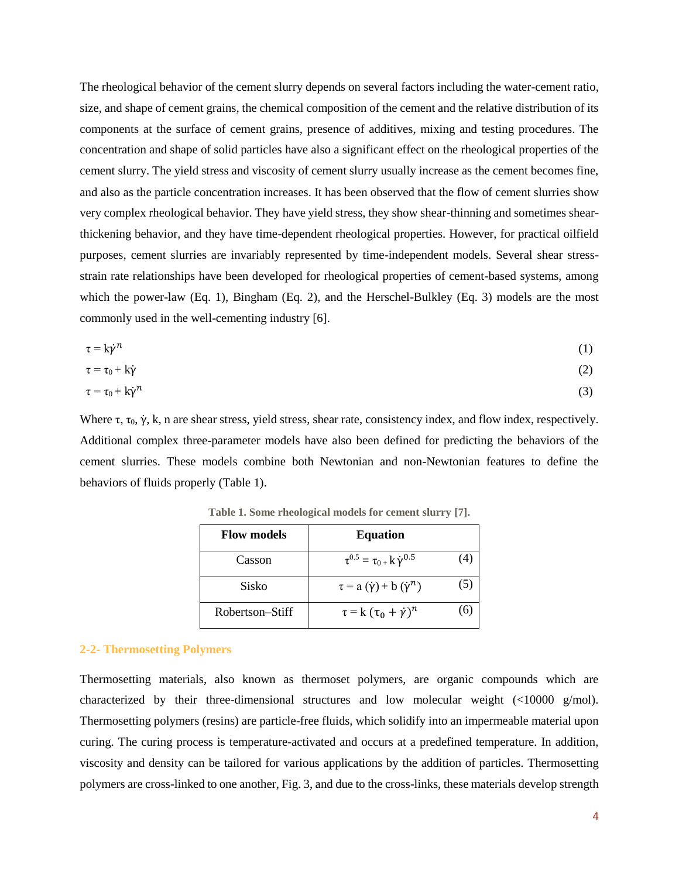The rheological behavior of the cement slurry depends on several factors including the water-cement ratio, size, and shape of cement grains, the chemical composition of the cement and the relative distribution of its components at the surface of cement grains, presence of additives, mixing and testing procedures. The concentration and shape of solid particles have also a significant effect on the rheological properties of the cement slurry. The yield stress and viscosity of cement slurry usually increase as the cement becomes fine, and also as the particle concentration increases. It has been observed that the flow of cement slurries show very complex rheological behavior. They have yield stress, they show shear-thinning and sometimes shear-thickening behavior, and they have time-dependent rheological properties. However, for practical oilfield purposes, cement slurries are invariably represented by time-independent models. Several shear stress-strain rate relationships have been developed for rheological properties of cement-based systems, among which the power-law (Eq. 1), Bingham (Eq. 2), and the Herschel-Bulkley (Eq. 3) models are the most commonly used in the well-cementing industry [6].

$$\tau = k\dot{\gamma}^{n} \tag{1}$$

$$\tau = \tau_0 + k\dot{\gamma} \tag{2}$$

$$\tau = \tau_0 + k\dot{\gamma}^{n} \tag{3}$$

Where $\tau$, $\tau_0$, $\dot{\gamma}$, k, n are shear stress, yield stress, shear rate, consistency index, and flow index, respectively. Additional complex three-parameter models have also been defined for predicting the behaviors of the cement slurries. These models combine both Newtonian and non-Newtonian features to define the behaviors of fluids properly (Table 1).

**Table 1. Some rheological models for cement slurry [7].**

| Flow models | Equation |
|---|---|
| Casson | $\tau^{0.5} = \tau_0 + k\,\dot{\gamma}^{0.5}$ (4) |
| Sisko | $\tau = a\,(\dot{\gamma}) + b\,(\dot{\gamma}^{n})$ (5) |
| Robertson–Stiff | $\tau = k\,(\tau_0 + \dot{\gamma})^{n}$ (6) |

## 2-2- Thermosetting Polymers

Thermosetting materials, also known as thermoset polymers, are organic compounds which are characterized by their three-dimensional structures and low molecular weight (<10000 g/mol). Thermosetting polymers (resins) are particle-free fluids, which solidify into an impermeable material upon curing. The curing process is temperature-activated and occurs at a predefined temperature. In addition, viscosity and density can be tailored for various applications by the addition of particles. Thermosetting polymers are cross-linked to one another, Fig. 3, and due to the cross-links, these materials develop strength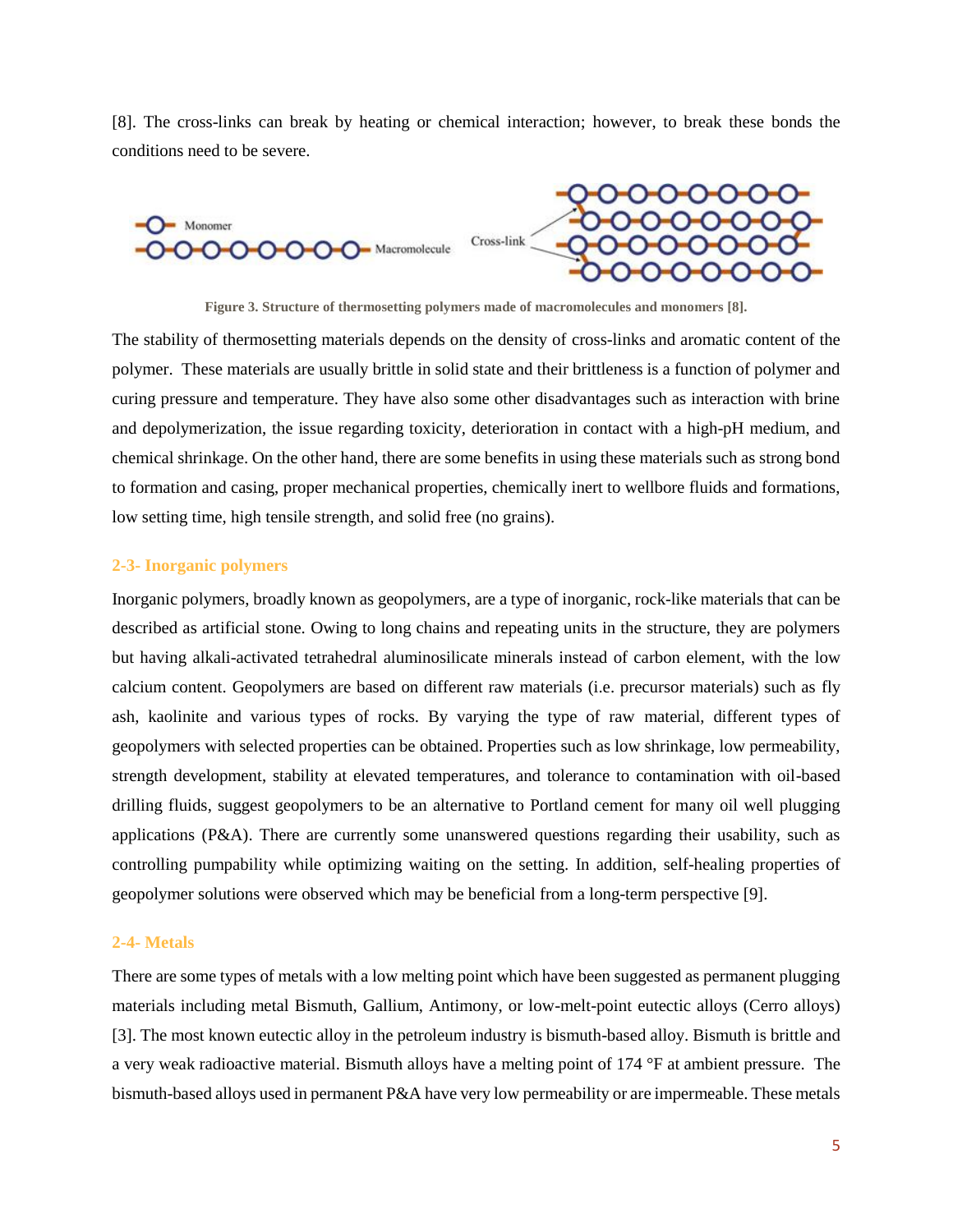[8]. The cross-links can break by heating or chemical interaction; however, to break these bonds the conditions need to be severe.

Figure 3. Structure of thermosetting polymers made of macromolecules and monomers [8].

The stability of thermosetting materials depends on the density of cross-links and aromatic content of the polymer. These materials are usually brittle in solid state and their brittleness is a function of polymer and curing pressure and temperature. They have also some other disadvantages such as interaction with brine and depolymerization, the issue regarding toxicity, deterioration in contact with a high-pH medium, and chemical shrinkage. On the other hand, there are some benefits in using these materials such as strong bond to formation and casing, proper mechanical properties, chemically inert to wellbore fluids and formations, low setting time, high tensile strength, and solid free (no grains).

### 2-3- Inorganic polymers

Inorganic polymers, broadly known as geopolymers, are a type of inorganic, rock-like materials that can be described as artificial stone. Owing to long chains and repeating units in the structure, they are polymers but having alkali-activated tetrahedral aluminosilicate minerals instead of carbon element, with the low calcium content. Geopolymers are based on different raw materials (i.e. precursor materials) such as fly ash, kaolinite and various types of rocks. By varying the type of raw material, different types of geopolymers with selected properties can be obtained. Properties such as low shrinkage, low permeability, strength development, stability at elevated temperatures, and tolerance to contamination with oil-based drilling fluids, suggest geopolymers to be an alternative to Portland cement for many oil well plugging applications (P&A). There are currently some unanswered questions regarding their usability, such as controlling pumpability while optimizing waiting on the setting. In addition, self-healing properties of geopolymer solutions were observed which may be beneficial from a long-term perspective [9].

### 2-4- Metals

There are some types of metals with a low melting point which have been suggested as permanent plugging materials including metal Bismuth, Gallium, Antimony, or low-melt-point eutectic alloys (Cerro alloys) [3]. The most known eutectic alloy in the petroleum industry is bismuth-based alloy. Bismuth is brittle and a very weak radioactive material. Bismuth alloys have a melting point of 174 °F at ambient pressure. The bismuth-based alloys used in permanent P&A have very low permeability or are impermeable. These metals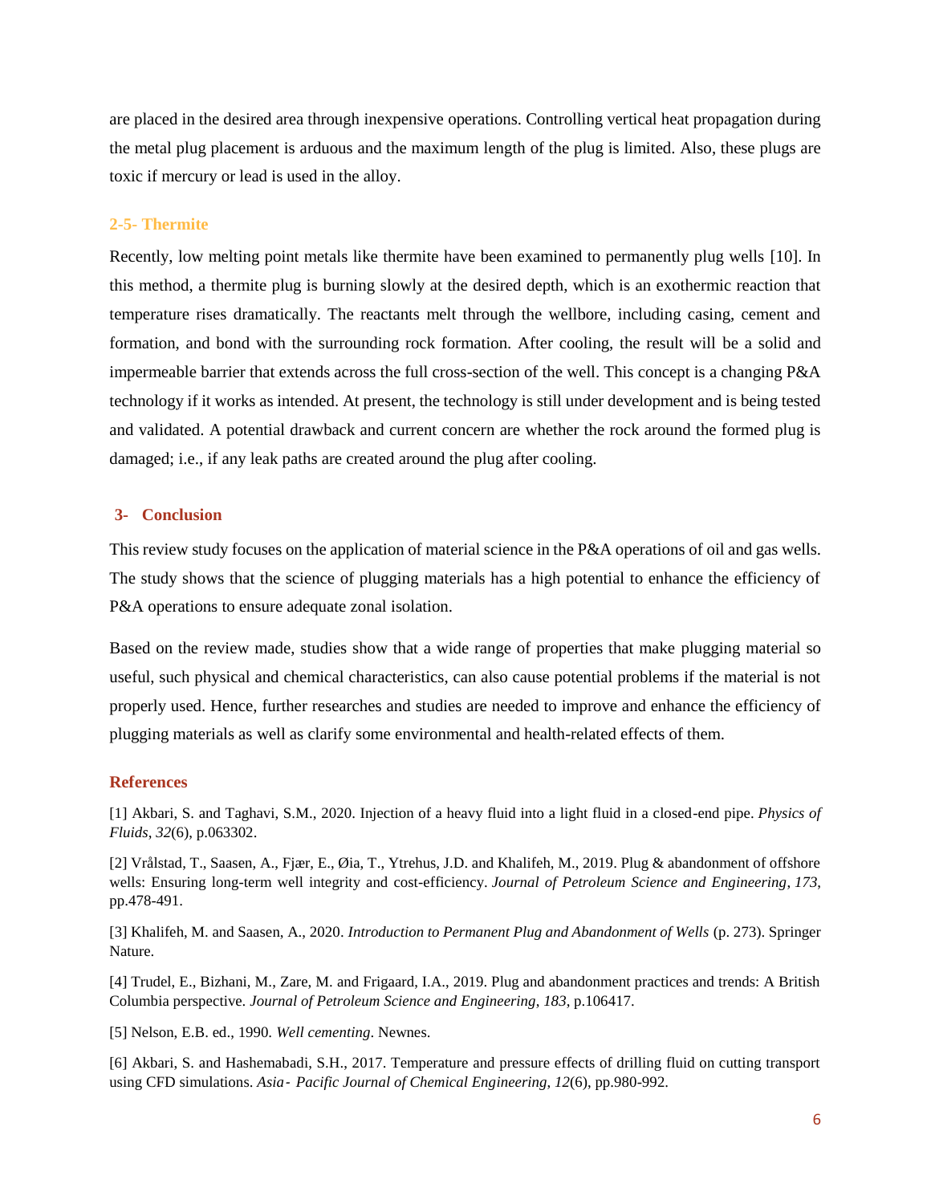are placed in the desired area through inexpensive operations. Controlling vertical heat propagation during the metal plug placement is arduous and the maximum length of the plug is limited. Also, these plugs are toxic if mercury or lead is used in the alloy.

### 2-5- Thermite

Recently, low melting point metals like thermite have been examined to permanently plug wells [10]. In this method, a thermite plug is burning slowly at the desired depth, which is an exothermic reaction that temperature rises dramatically. The reactants melt through the wellbore, including casing, cement and formation, and bond with the surrounding rock formation. After cooling, the result will be a solid and impermeable barrier that extends across the full cross-section of the well. This concept is a changing P&A technology if it works as intended. At present, the technology is still under development and is being tested and validated. A potential drawback and current concern are whether the rock around the formed plug is damaged; i.e., if any leak paths are created around the plug after cooling.

## 3- Conclusion

This review study focuses on the application of material science in the P&A operations of oil and gas wells. The study shows that the science of plugging materials has a high potential to enhance the efficiency of P&A operations to ensure adequate zonal isolation.

Based on the review made, studies show that a wide range of properties that make plugging material so useful, such physical and chemical characteristics, can also cause potential problems if the material is not properly used. Hence, further researches and studies are needed to improve and enhance the efficiency of plugging materials as well as clarify some environmental and health-related effects of them.

## References

[1] Akbari, S. and Taghavi, S.M., 2020. Injection of a heavy fluid into a light fluid in a closed-end pipe. *Physics of Fluids*, *32*(6), p.063302.

[2] Vrålstad, T., Saasen, A., Fjær, E., Øia, T., Ytrehus, J.D. and Khalifeh, M., 2019. Plug & abandonment of offshore wells: Ensuring long-term well integrity and cost-efficiency. *Journal of Petroleum Science and Engineering*, *173*, pp.478-491.

[3] Khalifeh, M. and Saasen, A., 2020. *Introduction to Permanent Plug and Abandonment of Wells* (p. 273). Springer Nature.

[4] Trudel, E., Bizhani, M., Zare, M. and Frigaard, I.A., 2019. Plug and abandonment practices and trends: A British Columbia perspective. *Journal of Petroleum Science and Engineering*, *183*, p.106417.

[5] Nelson, E.B. ed., 1990. *Well cementing*. Newnes.

[6] Akbari, S. and Hashemabadi, S.H., 2017. Temperature and pressure effects of drilling fluid on cutting transport using CFD simulations. *Asia‐ Pacific Journal of Chemical Engineering*, *12*(6), pp.980-992.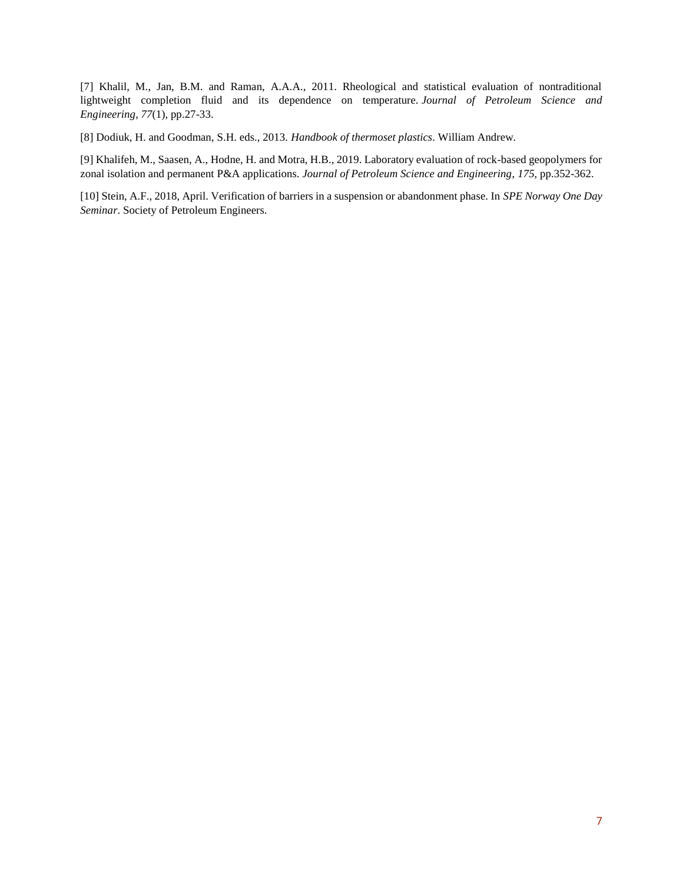[7] Khalil, M., Jan, B.M. and Raman, A.A.A., 2011. Rheological and statistical evaluation of nontraditional lightweight completion fluid and its dependence on temperature. *Journal of Petroleum Science and Engineering*, *77*(1), pp.27-33.

[8] Dodiuk, H. and Goodman, S.H. eds., 2013. *Handbook of thermoset plastics*. William Andrew.

[9] Khalifeh, M., Saasen, A., Hodne, H. and Motra, H.B., 2019. Laboratory evaluation of rock-based geopolymers for zonal isolation and permanent P&A applications. *Journal of Petroleum Science and Engineering*, *175*, pp.352-362.

[10] Stein, A.F., 2018, April. Verification of barriers in a suspension or abandonment phase. In *SPE Norway One Day Seminar*. Society of Petroleum Engineers.